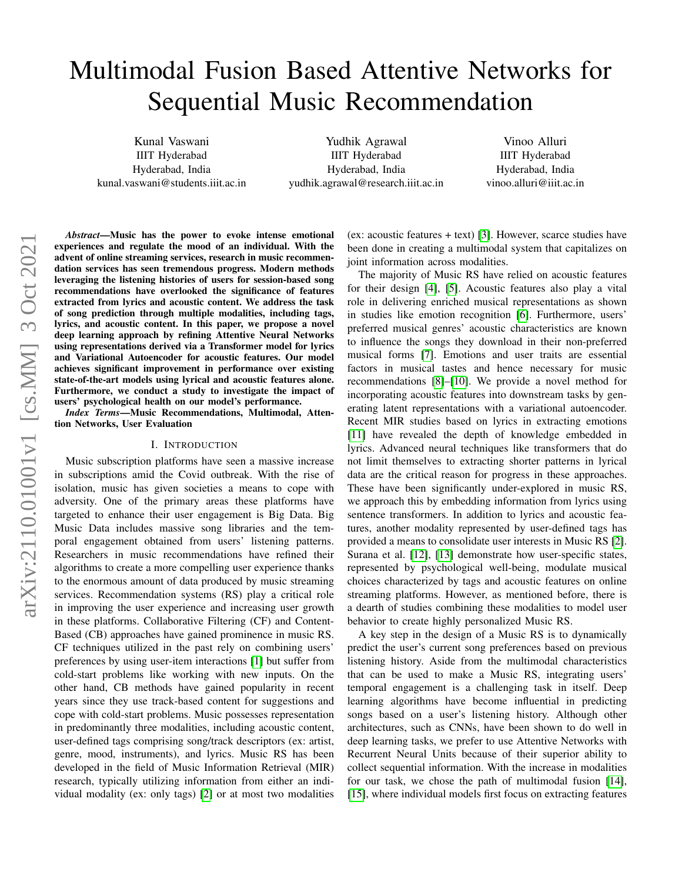# Multimodal Fusion Based Attentive Networks for Sequential Music Recommendation

Kunal Vaswani
IIIT Hyderabad
Hyderabad, India
kunal.vaswani@students.iiit.ac.in

Yudhik Agrawal
IIIT Hyderabad
Hyderabad, India
yudhik.agrawal@research.iiit.ac.in

Vinoo Alluri
IIIT Hyderabad
Hyderabad, India
vinoo.alluri@iiit.ac.in

***Abstract*—Music has the power to evoke intense emotional experiences and regulate the mood of an individual. With the advent of online streaming services, research in music recommendation services has seen tremendous progress. Modern methods leveraging the listening histories of users for session-based song recommendations have overlooked the significance of features extracted from lyrics and acoustic content. We address the task of song prediction through multiple modalities, including tags, lyrics, and acoustic content. In this paper, we propose a novel deep learning approach by refining Attentive Neural Networks using representations derived via a Transformer model for lyrics and Variational Autoencoder for acoustic features. Our model achieves significant improvement in performance over existing state-of-the-art models using lyrical and acoustic features alone. Furthermore, we conduct a study to investigate the impact of users' psychological health on our model's performance.**

***Index Terms*—Music Recommendations, Multimodal, Attention Networks, User Evaluation**

## I. Introduction

Music subscription platforms have seen a massive increase in subscriptions amid the Covid outbreak. With the rise of isolation, music has given societies a means to cope with adversity. One of the primary areas these platforms have targeted to enhance their user engagement is Big Data. Big Music Data includes massive song libraries and the temporal engagement obtained from users' listening patterns. Researchers in music recommendations have refined their algorithms to create a more compelling user experience thanks to the enormous amount of data produced by music streaming services. Recommendation systems (RS) play a critical role in improving the user experience and increasing user growth in these platforms. Collaborative Filtering (CF) and Content-Based (CB) approaches have gained prominence in music RS. CF techniques utilized in the past rely on combining users' preferences by using user-item interactions [1] but suffer from cold-start problems like working with new inputs. On the other hand, CB methods have gained popularity in recent years since they use track-based content for suggestions and cope with cold-start problems. Music possesses representation in predominantly three modalities, including acoustic content, user-defined tags comprising song/track descriptors (ex: artist, genre, mood, instruments), and lyrics. Music RS has been developed in the field of Music Information Retrieval (MIR) research, typically utilizing information from either an individual modality (ex: only tags) [2] or at most two modalities (ex: acoustic features + text) [3]. However, scarce studies have been done in creating a multimodal system that capitalizes on joint information across modalities.

The majority of Music RS have relied on acoustic features for their design [4], [5]. Acoustic features also play a vital role in delivering enriched musical representations as shown in studies like emotion recognition [6]. Furthermore, users' preferred musical genres' acoustic characteristics are known to influence the songs they download in their non-preferred musical forms [7]. Emotions and user traits are essential factors in musical tastes and hence necessary for music recommendations [8]–[10]. We provide a novel method for incorporating acoustic features into downstream tasks by generating latent representations with a variational autoencoder. Recent MIR studies based on lyrics in extracting emotions [11] have revealed the depth of knowledge embedded in lyrics. Advanced neural techniques like transformers that do not limit themselves to extracting shorter patterns in lyrical data are the critical reason for progress in these approaches. These have been significantly under-explored in music RS, we approach this by embedding information from lyrics using sentence transformers. In addition to lyrics and acoustic features, another modality represented by user-defined tags has provided a means to consolidate user interests in Music RS [2]. Surana et al. [12], [13] demonstrate how user-specific states, represented by psychological well-being, modulate musical choices characterized by tags and acoustic features on online streaming platforms. However, as mentioned before, there is a dearth of studies combining these modalities to model user behavior to create highly personalized Music RS.

A key step in the design of a Music RS is to dynamically predict the user's current song preferences based on previous listening history. Aside from the multimodal characteristics that can be used to make a Music RS, integrating users' temporal engagement is a challenging task in itself. Deep learning algorithms have become influential in predicting songs based on a user's listening history. Although other architectures, such as CNNs, have been shown to do well in deep learning tasks, we prefer to use Attentive Networks with Recurrent Neural Units because of their superior ability to collect sequential information. With the increase in modalities for our task, we chose the path of multimodal fusion [14], [15], where individual models first focus on extracting features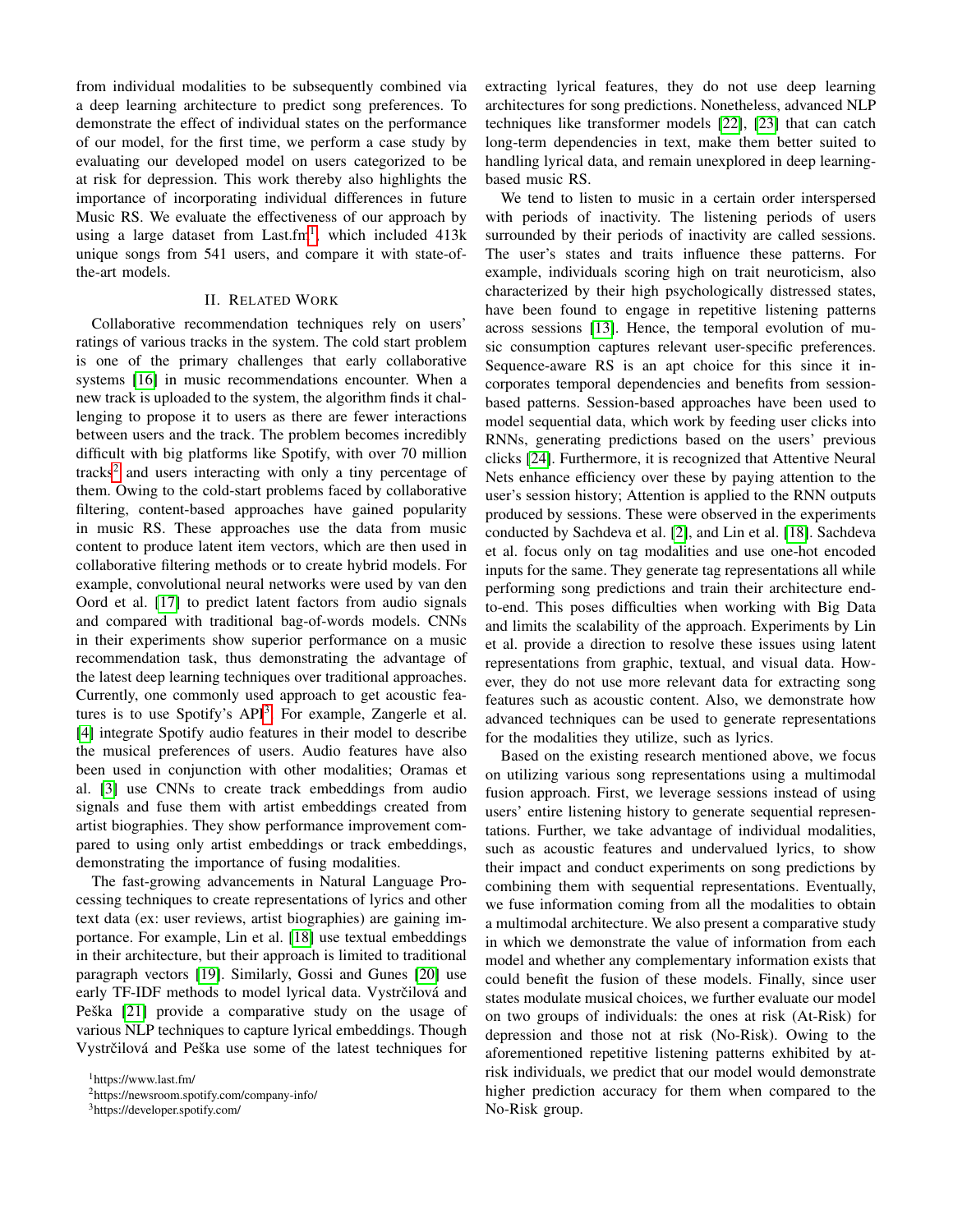from individual modalities to be subsequently combined via a deep learning architecture to predict song preferences. To demonstrate the effect of individual states on the performance of our model, for the first time, we perform a case study by evaluating our developed model on users categorized to be at risk for depression. This work thereby also highlights the importance of incorporating individual differences in future Music RS. We evaluate the effectiveness of our approach by using a large dataset from Last.fm[1], which included 413k unique songs from 541 users, and compare it with state-of-the-art models.

## II. Related Work

Collaborative recommendation techniques rely on users' ratings of various tracks in the system. The cold start problem is one of the primary challenges that early collaborative systems [16] in music recommendations encounter. When a new track is uploaded to the system, the algorithm finds it challenging to propose it to users as there are fewer interactions between users and the track. The problem becomes incredibly difficult with big platforms like Spotify, with over 70 million tracks[2] and users interacting with only a tiny percentage of them. Owing to the cold-start problems faced by collaborative filtering, content-based approaches have gained popularity in music RS. These approaches use the data from music content to produce latent item vectors, which are then used in collaborative filtering methods or to create hybrid models. For example, convolutional neural networks were used by van den Oord et al. [17] to predict latent factors from audio signals and compared with traditional bag-of-words models. CNNs in their experiments show superior performance on a music recommendation task, thus demonstrating the advantage of the latest deep learning techniques over traditional approaches. Currently, one commonly used approach to get acoustic features is to use Spotify's API[3]. For example, Zangerle et al. [4] integrate Spotify audio features in their model to describe the musical preferences of users. Audio features have also been used in conjunction with other modalities; Oramas et al. [3] use CNNs to create track embeddings from audio signals and fuse them with artist embeddings created from artist biographies. They show performance improvement compared to using only artist embeddings or track embeddings, demonstrating the importance of fusing modalities.

The fast-growing advancements in Natural Language Processing techniques to create representations of lyrics and other text data (ex: user reviews, artist biographies) are gaining importance. For example, Lin et al. [18] use textual embeddings in their architecture, but their approach is limited to traditional paragraph vectors [19]. Similarly, Gossi and Gunes [20] use early TF-IDF methods to model lyrical data. Vystrčilová and Peška [21] provide a comparative study on the usage of various NLP techniques to capture lyrical embeddings. Though Vystrčilová and Peška use some of the latest techniques for extracting lyrical features, they do not use deep learning architectures for song predictions. Nonetheless, advanced NLP techniques like transformer models [22], [23] that can catch long-term dependencies in text, make them better suited to handling lyrical data, and remain unexplored in deep learning-based music RS.

We tend to listen to music in a certain order interspersed with periods of inactivity. The listening periods of users surrounded by their periods of inactivity are called sessions. The user's states and traits influence these patterns. For example, individuals scoring high on trait neuroticism, also characterized by their high psychologically distressed states, have been found to engage in repetitive listening patterns across sessions [13]. Hence, the temporal evolution of music consumption captures relevant user-specific preferences. Sequence-aware RS is an apt choice for this since it incorporates temporal dependencies and benefits from session-based patterns. Session-based approaches have been used to model sequential data, which work by feeding user clicks into RNNs, generating predictions based on the users' previous clicks [24]. Furthermore, it is recognized that Attentive Neural Nets enhance efficiency over these by paying attention to the user's session history; Attention is applied to the RNN outputs produced by sessions. These were observed in the experiments conducted by Sachdeva et al. [2], and Lin et al. [18]. Sachdeva et al. focus only on tag modalities and use one-hot encoded inputs for the same. They generate tag representations all while performing song predictions and train their architecture end-to-end. This poses difficulties when working with Big Data and limits the scalability of the approach. Experiments by Lin et al. provide a direction to resolve these issues using latent representations from graphic, textual, and visual data. However, they do not use more relevant data for extracting song features such as acoustic content. Also, we demonstrate how advanced techniques can be used to generate representations for the modalities they utilize, such as lyrics.

Based on the existing research mentioned above, we focus on utilizing various song representations using a multimodal fusion approach. First, we leverage sessions instead of using users' entire listening history to generate sequential representations. Further, we take advantage of individual modalities, such as acoustic features and undervalued lyrics, to show their impact and conduct experiments on song predictions by combining them with sequential representations. Eventually, we fuse information coming from all the modalities to obtain a multimodal architecture. We also present a comparative study in which we demonstrate the value of information from each model and whether any complementary information exists that could benefit the fusion of these models. Finally, since user states modulate musical choices, we further evaluate our model on two groups of individuals: the ones at risk (At-Risk) for depression and those not at risk (No-Risk). Owing to the aforementioned repetitive listening patterns exhibited by at-risk individuals, we predict that our model would demonstrate higher prediction accuracy for them when compared to the No-Risk group.

[1] https://www.last.fm/

[2] https://newsroom.spotify.com/company-info/

[3] https://developer.spotify.com/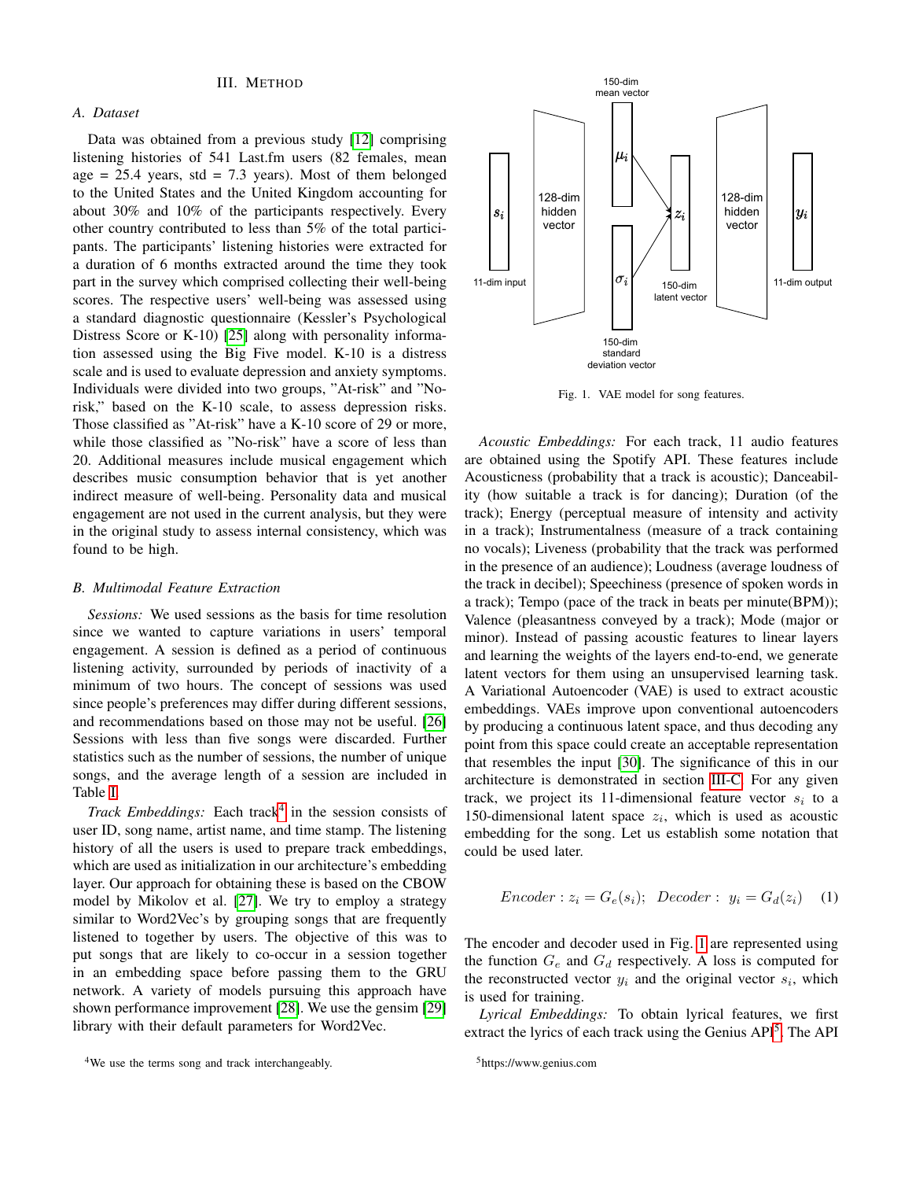## III. Method

### A. Dataset

Data was obtained from a previous study [12] comprising listening histories of 541 Last.fm users (82 females, mean age = 25.4 years, std = 7.3 years). Most of them belonged to the United States and the United Kingdom accounting for about 30% and 10% of the participants respectively. Every other country contributed to less than 5% of the total participants. The participants' listening histories were extracted for a duration of 6 months extracted around the time they took part in the survey which comprised collecting their well-being scores. The respective users' well-being was assessed using a standard diagnostic questionnaire (Kessler's Psychological Distress Score or K-10) [25] along with personality information assessed using the Big Five model. K-10 is a distress scale and is used to evaluate depression and anxiety symptoms. Individuals were divided into two groups, "At-risk" and "No-risk," based on the K-10 scale, to assess depression risks. Those classified as "At-risk" have a K-10 score of 29 or more, while those classified as "No-risk" have a score of less than 20. Additional measures include musical engagement which describes music consumption behavior that is yet another indirect measure of well-being. Personality data and musical engagement are not used in the current analysis, but they were in the original study to assess internal consistency, which was found to be high.

### B. Multimodal Feature Extraction

*Sessions:* We used sessions as the basis for time resolution since we wanted to capture variations in users' temporal engagement. A session is defined as a period of continuous listening activity, surrounded by periods of inactivity of a minimum of two hours. The concept of sessions was used since people's preferences may differ during different sessions, and recommendations based on those may not be useful. [26] Sessions with less than five songs were discarded. Further statistics such as the number of sessions, the number of unique songs, and the average length of a session are included in Table I.

*Track Embeddings:* Each track[4] in the session consists of user ID, song name, artist name, and time stamp. The listening history of all the users is used to prepare track embeddings, which are used as initialization in our architecture's embedding layer. Our approach for obtaining these is based on the CBOW model by Mikolov et al. [27]. We try to employ a strategy similar to Word2Vec's by grouping songs that are frequently listened to together by users. The objective of this was to put songs that are likely to co-occur in a session together in an embedding space before passing them to the GRU network. A variety of models pursuing this approach have shown performance improvement [28]. We use the gensim [29] library with their default parameters for Word2Vec.

[4]We use the terms song and track interchangeably.

Fig. 1. VAE model for song features.

*Acoustic Embeddings:* For each track, 11 audio features are obtained using the Spotify API. These features include Acousticness (probability that a track is acoustic); Danceability (how suitable a track is for dancing); Duration (of the track); Energy (perceptual measure of intensity and activity in a track); Instrumentalness (measure of a track containing no vocals); Liveness (probability that the track was performed in the presence of an audience); Loudness (average loudness of the track in decibel); Speechiness (presence of spoken words in a track); Tempo (pace of the track in beats per minute(BPM)); Valence (pleasantness conveyed by a track); Mode (major or minor). Instead of passing acoustic features to linear layers and learning the weights of the layers end-to-end, we generate latent vectors for them using an unsupervised learning task. A Variational Autoencoder (VAE) is used to extract acoustic embeddings. VAEs improve upon conventional autoencoders by producing a continuous latent space, and thus decoding any point from this space could create an acceptable representation that resembles the input [30]. The significance of this in our architecture is demonstrated in section III-C. For any given track, we project its 11-dimensional feature vector $s_i$ to a 150-dimensional latent space $z_i$, which is used as acoustic embedding for the song. Let us establish some notation that could be used later.

$$Encoder: z_i = G_e(s_i); \quad Decoder: \; y_i = G_d(z_i) \tag{1}$$

The encoder and decoder used in Fig. 1 are represented using the function $G_e$ and $G_d$ respectively. A loss is computed for the reconstructed vector $y_i$ and the original vector $s_i$, which is used for training.

*Lyrical Embeddings:* To obtain lyrical features, we first extract the lyrics of each track using the Genius API[5]. The API

[5]https://www.genius.com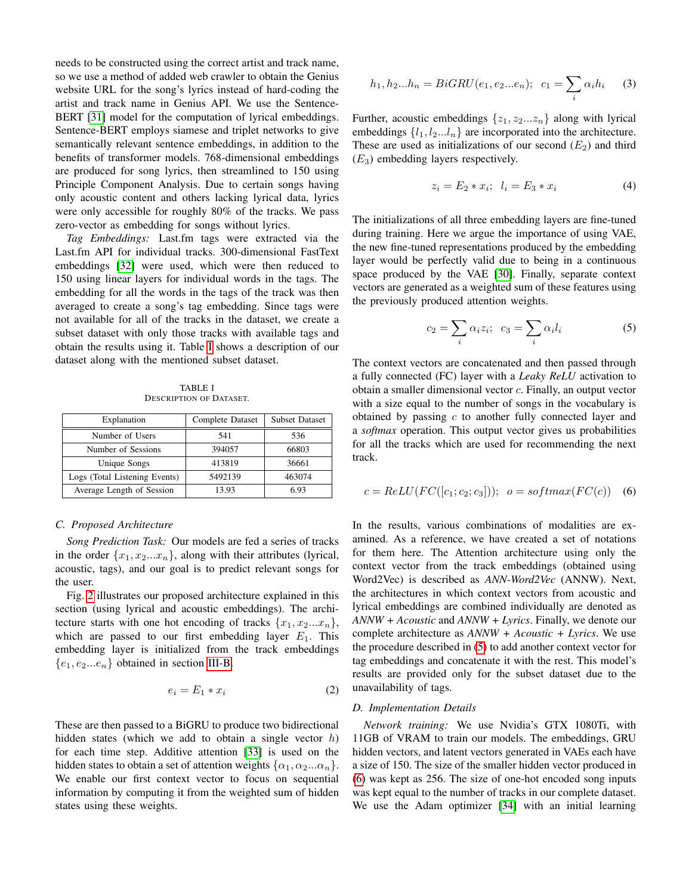needs to be constructed using the correct artist and track name, so we use a method of added web crawler to obtain the Genius website URL for the song's lyrics instead of hard-coding the artist and track name in Genius API. We use the Sentence-BERT [31] model for the computation of lyrical embeddings. Sentence-BERT employs siamese and triplet networks to give semantically relevant sentence embeddings, in addition to the benefits of transformer models. 768-dimensional embeddings are produced for song lyrics, then streamlined to 150 using Principle Component Analysis. Due to certain songs having only acoustic content and others lacking lyrical data, lyrics were only accessible for roughly 80% of the tracks. We pass zero-vector as embedding for songs without lyrics.

*Tag Embeddings:* Last.fm tags were extracted via the Last.fm API for individual tracks. 300-dimensional FastText embeddings [32] were used, which were then reduced to 150 using linear layers for individual words in the tags. The embedding for all the words in the tags of the track was then averaged to create a song's tag embedding. Since tags were not available for all of the tracks in the dataset, we create a subset dataset with only those tracks with available tags and obtain the results using it. Table I shows a description of our dataset along with the mentioned subset dataset.

TABLE I
DESCRIPTION OF DATASET.

| Explanation | Complete Dataset | Subset Dataset |
|---|---|---|
| Number of Users | 541 | 536 |
| Number of Sessions | 394057 | 66803 |
| Unique Songs | 413819 | 36661 |
| Logs (Total Listening Events) | 5492139 | 463074 |
| Average Length of Session | 13.93 | 6.93 |

### C. Proposed Architecture

*Song Prediction Task:* Our models are fed a series of tracks in the order $\{x_1, x_2 ... x_n\}$, along with their attributes (lyrical, acoustic, tags), and our goal is to predict relevant songs for the user.

Fig. 2 illustrates our proposed architecture explained in this section (using lyrical and acoustic embeddings). The architecture starts with one hot encoding of tracks $\{x_1, x_2 ... x_n\}$, which are passed to our first embedding layer $E_1$. This embedding layer is initialized from the track embeddings $\{e_1, e_2 ... e_n\}$ obtained in section III-B.

$$e_i = E_1 * x_i \tag{2}$$

These are then passed to a BiGRU to produce two bidirectional hidden states (which we add to obtain a single vector $h$) for each time step. Additive attention [33] is used on the hidden states to obtain a set of attention weights $\{\alpha_1, \alpha_2 ... \alpha_n\}$. We enable our first context vector to focus on sequential information by computing it from the weighted sum of hidden states using these weights.

$$h_1, h_2 ... h_n = BiGRU(e_1, e_2 ... e_n); \;\; c_1 = \sum_i \alpha_i h_i \tag{3}$$

Further, acoustic embeddings $\{z_1, z_2 ... z_n\}$ along with lyrical embeddings $\{l_1, l_2 ... l_n\}$ are incorporated into the architecture. These are used as initializations of our second ($E_2$) and third ($E_3$) embedding layers respectively.

$$z_i = E_2 * x_i; \;\; l_i = E_3 * x_i \tag{4}$$

The initializations of all three embedding layers are fine-tuned during training. Here we argue the importance of using VAE, the new fine-tuned representations produced by the embedding layer would be perfectly valid due to being in a continuous space produced by the VAE [30]. Finally, separate context vectors are generated as a weighted sum of these features using the previously produced attention weights.

$$c_2 = \sum_i \alpha_i z_i; \;\; c_3 = \sum_i \alpha_i l_i \tag{5}$$

The context vectors are concatenated and then passed through a fully connected (FC) layer with a *Leaky ReLU* activation to obtain a smaller dimensional vector $c$. Finally, an output vector with a size equal to the number of songs in the vocabulary is obtained by passing $c$ to another fully connected layer and a *softmax* operation. This output vector gives us probabilities for all the tracks which are used for recommending the next track.

$$c = ReLU(FC([c_1; c_2; c_3])); \;\; o = softmax(FC(c)) \tag{6}$$

In the results, various combinations of modalities are examined. As a reference, we have created a set of notations for them here. The Attention architecture using only the context vector from the track embeddings (obtained using Word2Vec) is described as *ANN-Word2Vec* (ANNW). Next, the architectures in which context vectors from acoustic and lyrical embeddings are combined individually are denoted as *ANNW + Acoustic* and *ANNW + Lyrics*. Finally, we denote our complete architecture as *ANNW + Acoustic + Lyrics*. We use the procedure described in (5) to add another context vector for tag embeddings and concatenate it with the rest. This model's results are provided only for the subset dataset due to the unavailability of tags.

### D. Implementation Details

*Network training:* We use Nvidia's GTX 1080Ti, with 11GB of VRAM to train our models. The embeddings, GRU hidden vectors, and latent vectors generated in VAEs each have a size of 150. The size of the smaller hidden vector produced in (6) was kept as 256. The size of one-hot encoded song inputs was kept equal to the number of tracks in our complete dataset. We use the Adam optimizer [34] with an initial learning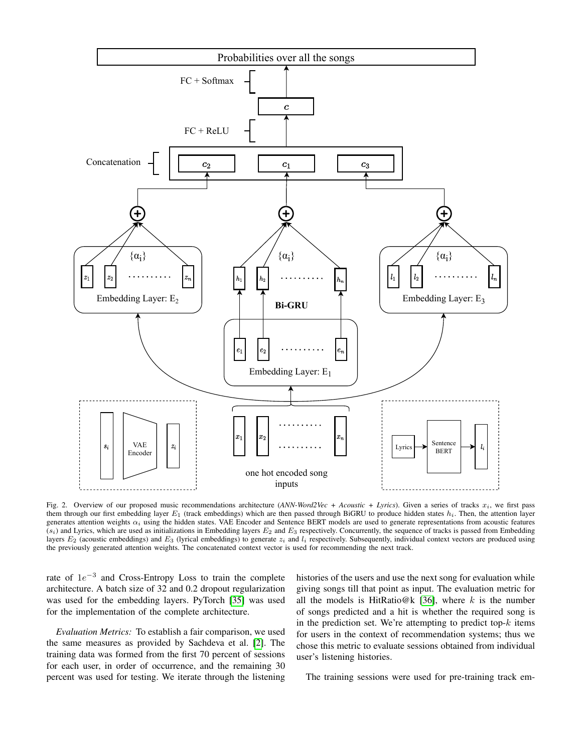Fig. 2. Overview of our proposed music recommendations architecture (*ANN-Word2Vec + Acoustic + Lyrics*). Given a series of tracks $x_i$, we first pass them through our first embedding layer $E_1$ (track embeddings) which are then passed through BiGRU to produce hidden states $h_i$. Then, the attention layer generates attention weights $\alpha_i$ using the hidden states. VAE Encoder and Sentence BERT models are used to generate representations from acoustic features ($s_i$) and Lyrics, which are used as initializations in Embedding layers $E_2$ and $E_3$ respectively. Concurrently, the sequence of tracks is passed from Embedding layers $E_2$ (acoustic embeddings) and $E_3$ (lyrical embeddings) to generate $z_i$ and $l_i$ respectively. Subsequently, individual context vectors are produced using the previously generated attention weights. The concatenated context vector is used for recommending the next track.

rate of $1e^{-3}$ and Cross-Entropy Loss to train the complete architecture. A batch size of 32 and 0.2 dropout regularization was used for the embedding layers. PyTorch [35] was used for the implementation of the complete architecture.

*Evaluation Metrics:* To establish a fair comparison, we used the same measures as provided by Sachdeva et al. [2]. The training data was formed from the first 70 percent of sessions for each user, in order of occurrence, and the remaining 30 percent was used for testing. We iterate through the listening histories of the users and use the next song for evaluation while giving songs till that point as input. The evaluation metric for all the models is HitRatio@k [36], where $k$ is the number of songs predicted and a hit is whether the required song is in the prediction set. We're attempting to predict top-$k$ items for users in the context of recommendation systems; thus we chose this metric to evaluate sessions obtained from individual user's listening histories.

The training sessions were used for pre-training track em-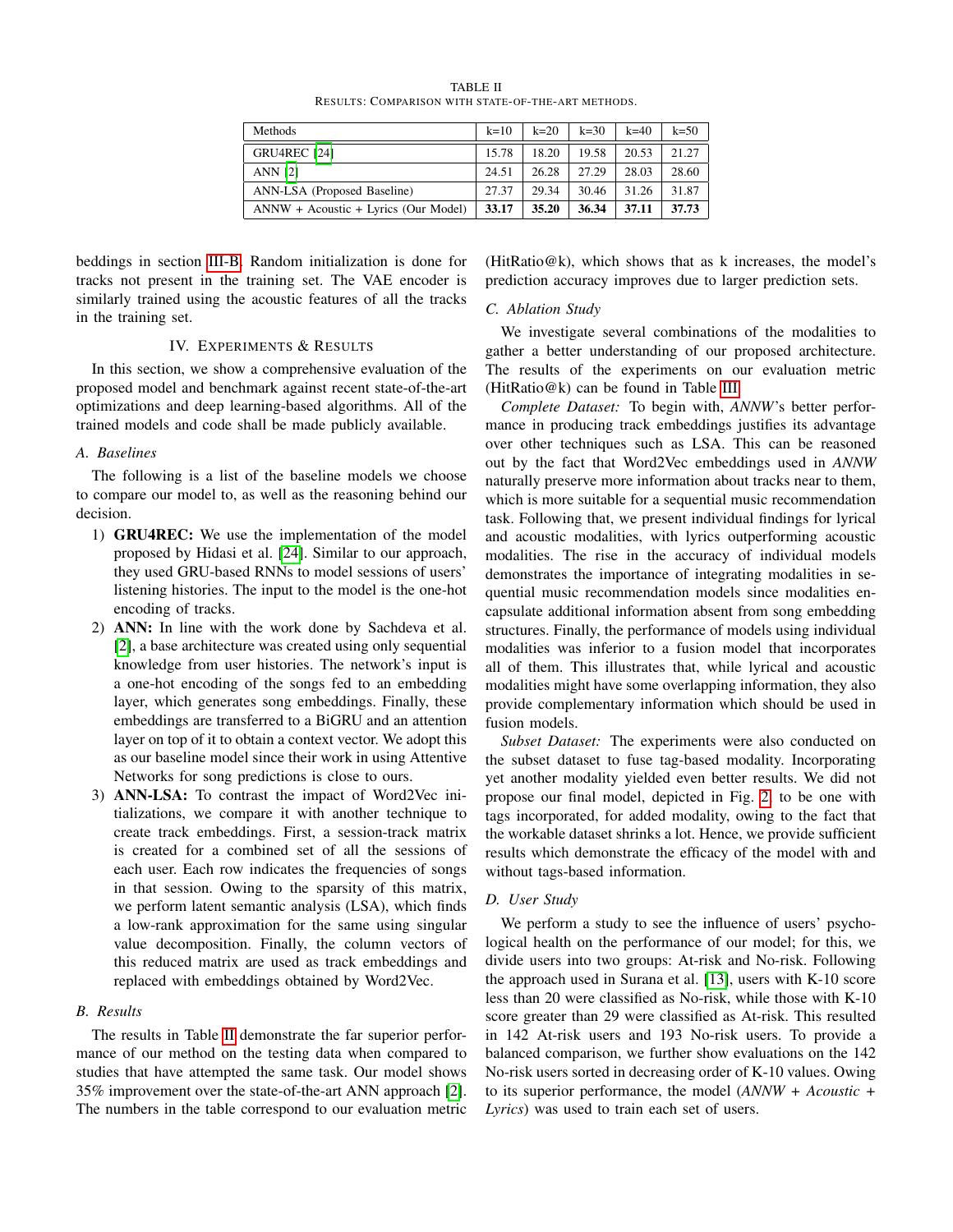TABLE II
RESULTS: COMPARISON WITH STATE-OF-THE-ART METHODS.

| Methods | k=10 | k=20 | k=30 | k=40 | k=50 |
|---|---|---|---|---|---|
| GRU4REC [24] | 15.78 | 18.20 | 19.58 | 20.53 | 21.27 |
| ANN [2] | 24.51 | 26.28 | 27.29 | 28.03 | 28.60 |
| ANN-LSA (Proposed Baseline) | 27.37 | 29.34 | 30.46 | 31.26 | 31.87 |
| ANNW + Acoustic + Lyrics (Our Model) | **33.17** | **35.20** | **36.34** | **37.11** | **37.73** |

beddings in section III-B. Random initialization is done for tracks not present in the training set. The VAE encoder is similarly trained using the acoustic features of all the tracks in the training set.

## IV. EXPERIMENTS & RESULTS

In this section, we show a comprehensive evaluation of the proposed model and benchmark against recent state-of-the-art optimizations and deep learning-based algorithms. All of the trained models and code shall be made publicly available.

### A. Baselines

The following is a list of the baseline models we choose to compare our model to, as well as the reasoning behind our decision.

1) **GRU4REC:** We use the implementation of the model proposed by Hidasi et al. [24]. Similar to our approach, they used GRU-based RNNs to model sessions of users' listening histories. The input to the model is the one-hot encoding of tracks.
2) **ANN:** In line with the work done by Sachdeva et al. [2], a base architecture was created using only sequential knowledge from user histories. The network's input is a one-hot encoding of the songs fed to an embedding layer, which generates song embeddings. Finally, these embeddings are transferred to a BiGRU and an attention layer on top of it to obtain a context vector. We adopt this as our baseline model since their work in using Attentive Networks for song predictions is close to ours.
3) **ANN-LSA:** To contrast the impact of Word2Vec initializations, we compare it with another technique to create track embeddings. First, a session-track matrix is created for a combined set of all the sessions of each user. Each row indicates the frequencies of songs in that session. Owing to the sparsity of this matrix, we perform latent semantic analysis (LSA), which finds a low-rank approximation for the same using singular value decomposition. Finally, the column vectors of this reduced matrix are used as track embeddings and replaced with embeddings obtained by Word2Vec.

### B. Results

The results in Table II demonstrate the far superior performance of our method on the testing data when compared to studies that have attempted the same task. Our model shows 35% improvement over the state-of-the-art ANN approach [2]. The numbers in the table correspond to our evaluation metric (HitRatio@k), which shows that as k increases, the model's prediction accuracy improves due to larger prediction sets.

### C. Ablation Study

We investigate several combinations of the modalities to gather a better understanding of our proposed architecture. The results of the experiments on our evaluation metric (HitRatio@k) can be found in Table III.

*Complete Dataset:* To begin with, *ANNW*'s better performance in producing track embeddings justifies its advantage over other techniques such as LSA. This can be reasoned out by the fact that Word2Vec embeddings used in *ANNW* naturally preserve more information about tracks near to them, which is more suitable for a sequential music recommendation task. Following that, we present individual findings for lyrical and acoustic modalities, with lyrics outperforming acoustic modalities. The rise in the accuracy of individual models demonstrates the importance of integrating modalities in sequential music recommendation models since modalities encapsulate additional information absent from song embedding structures. Finally, the performance of models using individual modalities was inferior to a fusion model that incorporates all of them. This illustrates that, while lyrical and acoustic modalities might have some overlapping information, they also provide complementary information which should be used in fusion models.

*Subset Dataset:* The experiments were also conducted on the subset dataset to fuse tag-based modality. Incorporating yet another modality yielded even better results. We did not propose our final model, depicted in Fig. 2, to be one with tags incorporated, for added modality, owing to the fact that the workable dataset shrinks a lot. Hence, we provide sufficient results which demonstrate the efficacy of the model with and without tags-based information.

### D. User Study

We perform a study to see the influence of users' psychological health on the performance of our model; for this, we divide users into two groups: At-risk and No-risk. Following the approach used in Surana et al. [13], users with K-10 score less than 20 were classified as No-risk, while those with K-10 score greater than 29 were classified as At-risk. This resulted in 142 At-risk users and 193 No-risk users. To provide a balanced comparison, we further show evaluations on the 142 No-risk users sorted in decreasing order of K-10 values. Owing to its superior performance, the model (*ANNW + Acoustic + Lyrics*) was used to train each set of users.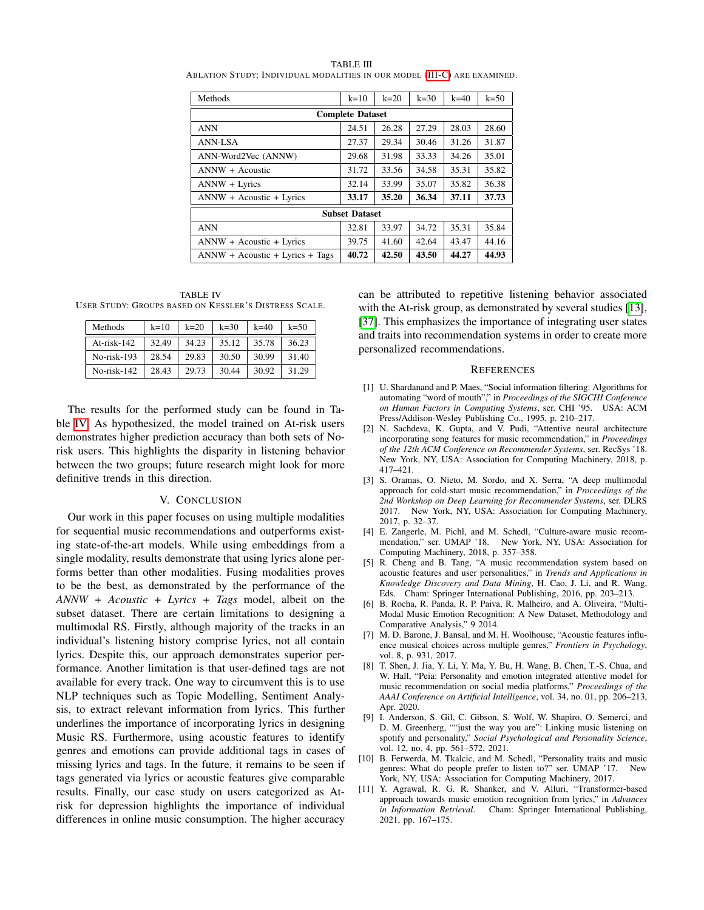TABLE III
ABLATION STUDY: INDIVIDUAL MODALITIES IN OUR MODEL (III-C) ARE EXAMINED.

| Methods | k=10 | k=20 | k=30 | k=40 | k=50 |
|---|---|---|---|---|---|
| **Complete Dataset** | | | | | |
| ANN | 24.51 | 26.28 | 27.29 | 28.03 | 28.60 |
| ANN-LSA | 27.37 | 29.34 | 30.46 | 31.26 | 31.87 |
| ANN-Word2Vec (ANNW) | 29.68 | 31.98 | 33.33 | 34.26 | 35.01 |
| ANNW + Acoustic | 31.72 | 33.56 | 34.58 | 35.31 | 35.82 |
| ANNW + Lyrics | 32.14 | 33.99 | 35.07 | 35.82 | 36.38 |
| ANNW + Acoustic + Lyrics | **33.17** | **35.20** | **36.34** | **37.11** | **37.73** |
| **Subset Dataset** | | | | | |
| ANN | 32.81 | 33.97 | 34.72 | 35.31 | 35.84 |
| ANNW + Acoustic + Lyrics | 39.75 | 41.60 | 42.64 | 43.47 | 44.16 |
| ANNW + Acoustic + Lyrics + Tags | **40.72** | **42.50** | **43.50** | **44.27** | **44.93** |

TABLE IV
USER STUDY: GROUPS BASED ON KESSLER'S DISTRESS SCALE.

| Methods | k=10 | k=20 | k=30 | k=40 | k=50 |
|---|---|---|---|---|---|
| At-risk-142 | 32.49 | 34.23 | 35.12 | 35.78 | 36.23 |
| No-risk-193 | 28.54 | 29.83 | 30.50 | 30.99 | 31.40 |
| No-risk-142 | 28.43 | 29.73 | 30.44 | 30.92 | 31.29 |

The results for the performed study can be found in Table IV. As hypothesized, the model trained on At-risk users demonstrates higher prediction accuracy than both sets of No-risk users. This highlights the disparity in listening behavior between the two groups; future research might look for more definitive trends in this direction.

## V. CONCLUSION

Our work in this paper focuses on using multiple modalities for sequential music recommendations and outperforms existing state-of-the-art models. While using embeddings from a single modality, results demonstrate that using lyrics alone performs better than other modalities. Fusing modalities proves to be the best, as demonstrated by the performance of the *ANNW + Acoustic + Lyrics + Tags* model, albeit on the subset dataset. There are certain limitations to designing a multimodal RS. Firstly, although majority of the tracks in an individual's listening history comprise lyrics, not all contain lyrics. Despite this, our approach demonstrates superior performance. Another limitation is that user-defined tags are not available for every track. One way to circumvent this is to use NLP techniques such as Topic Modelling, Sentiment Analysis, to extract relevant information from lyrics. This further underlines the importance of incorporating lyrics in designing Music RS. Furthermore, using acoustic features to identify genres and emotions can provide additional tags in cases of missing lyrics and tags. In the future, it remains to be seen if tags generated via lyrics or acoustic features give comparable results. Finally, our case study on users categorized as At-risk for depression highlights the importance of individual differences in online music consumption. The higher accuracy can be attributed to repetitive listening behavior associated with the At-risk group, as demonstrated by several studies [13], [37]. This emphasizes the importance of integrating user states and traits into recommendation systems in order to create more personalized recommendations.

## REFERENCES

[1] U. Shardanand and P. Maes, "Social information filtering: Algorithms for automating "word of mouth"," in *Proceedings of the SIGCHI Conference on Human Factors in Computing Systems*, ser. CHI '95. USA: ACM Press/Addison-Wesley Publishing Co., 1995, p. 210–217.

[2] N. Sachdeva, K. Gupta, and V. Pudi, "Attentive neural architecture incorporating song features for music recommendation," in *Proceedings of the 12th ACM Conference on Recommender Systems*, ser. RecSys '18. New York, NY, USA: Association for Computing Machinery, 2018, p. 417–421.

[3] S. Oramas, O. Nieto, M. Sordo, and X. Serra, "A deep multimodal approach for cold-start music recommendation," in *Proceedings of the 2nd Workshop on Deep Learning for Recommender Systems*, ser. DLRS 2017. New York, NY, USA: Association for Computing Machinery, 2017, p. 32–37.

[4] E. Zangerle, M. Pichl, and M. Schedl, "Culture-aware music recommendation," ser. UMAP '18. New York, NY, USA: Association for Computing Machinery, 2018, p. 357–358.

[5] R. Cheng and B. Tang, "A music recommendation system based on acoustic features and user personalities," in *Trends and Applications in Knowledge Discovery and Data Mining*, H. Cao, J. Li, and R. Wang, Eds. Cham: Springer International Publishing, 2016, pp. 203–213.

[6] B. Rocha, R. Panda, R. P. Paiva, R. Malheiro, and A. Oliveira, "Multi-Modal Music Emotion Recognition: A New Dataset, Methodology and Comparative Analysis," 9 2014.

[7] M. D. Barone, J. Bansal, and M. H. Woolhouse, "Acoustic features influence musical choices across multiple genres," *Frontiers in Psychology*, vol. 8, p. 931, 2017.

[8] T. Shen, J. Jia, Y. Li, Y. Ma, Y. Bu, H. Wang, B. Chen, T.-S. Chua, and W. Hall, "Peia: Personality and emotion integrated attentive model for music recommendation on social media platforms," *Proceedings of the AAAI Conference on Artificial Intelligence*, vol. 34, no. 01, pp. 206–213, Apr. 2020.

[9] I. Anderson, S. Gil, C. Gibson, S. Wolf, W. Shapiro, O. Semerci, and D. M. Greenberg, ""just the way you are": Linking music listening on spotify and personality," *Social Psychological and Personality Science*, vol. 12, no. 4, pp. 561–572, 2021.

[10] B. Ferwerda, M. Tkalcic, and M. Schedl, "Personality traits and music genres: What do people prefer to listen to?" ser. UMAP '17. New York, NY, USA: Association for Computing Machinery, 2017.

[11] Y. Agrawal, R. G. R. Shanker, and V. Alluri, "Transformer-based approach towards music emotion recognition from lyrics," in *Advances in Information Retrieval*. Cham: Springer International Publishing, 2021, pp. 167–175.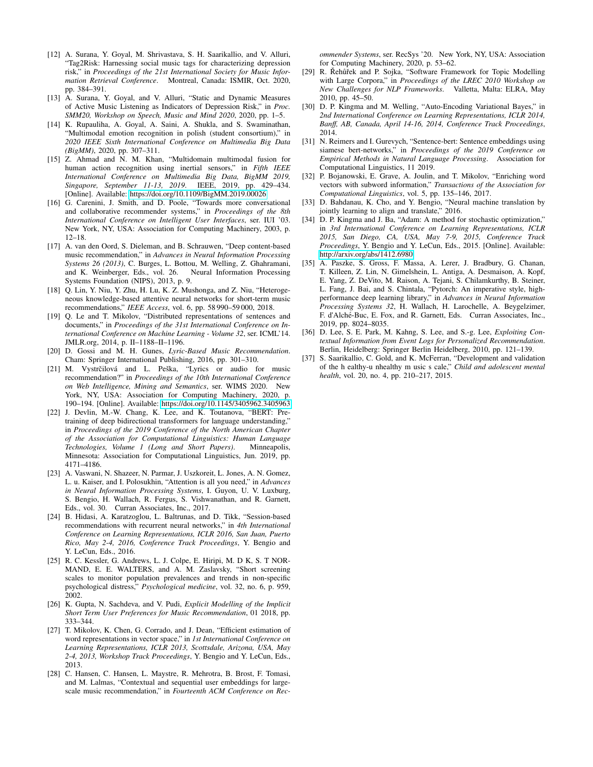[12] A. Surana, Y. Goyal, M. Shrivastava, S. H. Saarikallio, and V. Alluri, "Tag2Risk: Harnessing social music tags for characterizing depression risk," in *Proceedings of the 21st International Society for Music Information Retrieval Conference*. Montreal, Canada: ISMIR, Oct. 2020, pp. 384–391.

[13] A. Surana, Y. Goyal, and V. Alluri, "Static and Dynamic Measures of Active Music Listening as Indicators of Depression Risk," in *Proc. SMM20, Workshop on Speech, Music and Mind 2020*, 2020, pp. 1–5.

[14] K. Rupauliha, A. Goyal, A. Saini, A. Shukla, and S. Swaminathan, "Multimodal emotion recognition in polish (student consortium)," in *2020 IEEE Sixth International Conference on Multimedia Big Data (BigMM)*, 2020, pp. 307–311.

[15] Z. Ahmad and N. M. Khan, "Multidomain multimodal fusion for human action recognition using inertial sensors," in *Fifth IEEE International Conference on Multimedia Big Data, BigMM 2019, Singapore, September 11-13, 2019*. IEEE, 2019, pp. 429–434. [Online]. Available: https://doi.org/10.1109/BigMM.2019.00026

[16] G. Carenini, J. Smith, and D. Poole, "Towards more conversational and collaborative recommender systems," in *Proceedings of the 8th International Conference on Intelligent User Interfaces*, ser. IUI '03. New York, NY, USA: Association for Computing Machinery, 2003, p. 12–18.

[17] A. van den Oord, S. Dieleman, and B. Schrauwen, "Deep content-based music recommendation," in *Advances in Neural Information Processing Systems 26 (2013)*, C. Burges, L. Bottou, M. Welling, Z. Ghahramani, and K. Weinberger, Eds., vol. 26. Neural Information Processing Systems Foundation (NIPS), 2013, p. 9.

[18] Q. Lin, Y. Niu, Y. Zhu, H. Lu, K. Z. Mushonga, and Z. Niu, "Heterogeneous knowledge-based attentive neural networks for short-term music recommendations," *IEEE Access*, vol. 6, pp. 58 990–59 000, 2018.

[19] Q. Le and T. Mikolov, "Distributed representations of sentences and documents," in *Proceedings of the 31st International Conference on International Conference on Machine Learning - Volume 32*, ser. ICML'14. JMLR.org, 2014, p. II–1188–II–1196.

[20] D. Gossi and M. H. Gunes, *Lyric-Based Music Recommendation*. Cham: Springer International Publishing, 2016, pp. 301–310.

[21] M. Vystrčilová and L. Peška, "Lyrics or audio for music recommendation?" in *Proceedings of the 10th International Conference on Web Intelligence, Mining and Semantics*, ser. WIMS 2020. New York, NY, USA: Association for Computing Machinery, 2020, p. 190–194. [Online]. Available: https://doi.org/10.1145/3405962.3405963

[22] J. Devlin, M.-W. Chang, K. Lee, and K. Toutanova, "BERT: Pre-training of deep bidirectional transformers for language understanding," in *Proceedings of the 2019 Conference of the North American Chapter of the Association for Computational Linguistics: Human Language Technologies, Volume 1 (Long and Short Papers)*. Minneapolis, Minnesota: Association for Computational Linguistics, Jun. 2019, pp. 4171–4186.

[23] A. Vaswani, N. Shazeer, N. Parmar, J. Uszkoreit, L. Jones, A. N. Gomez, L. u. Kaiser, and I. Polosukhin, "Attention is all you need," in *Advances in Neural Information Processing Systems*, I. Guyon, U. V. Luxburg, S. Bengio, H. Wallach, R. Fergus, S. Vishwanathan, and R. Garnett, Eds., vol. 30. Curran Associates, Inc., 2017.

[24] B. Hidasi, A. Karatzoglou, L. Baltrunas, and D. Tikk, "Session-based recommendations with recurrent neural networks," in *4th International Conference on Learning Representations, ICLR 2016, San Juan, Puerto Rico, May 2-4, 2016, Conference Track Proceedings*, Y. Bengio and Y. LeCun, Eds., 2016.

[25] R. C. Kessler, G. Andrews, L. J. Colpe, E. Hiripi, M. D K, S. T NORMAND, E. E. WALTERS, and A. M. Zaslavsky, "Short screening scales to monitor population prevalences and trends in non-specific psychological distress," *Psychological medicine*, vol. 32, no. 6, p. 959, 2002.

[26] K. Gupta, N. Sachdeva, and V. Pudi, *Explicit Modelling of the Implicit Short Term User Preferences for Music Recommendation*, 01 2018, pp. 333–344.

[27] T. Mikolov, K. Chen, G. Corrado, and J. Dean, "Efficient estimation of word representations in vector space," in *1st International Conference on Learning Representations, ICLR 2013, Scottsdale, Arizona, USA, May 2-4, 2013, Workshop Track Proceedings*, Y. Bengio and Y. LeCun, Eds., 2013.

[28] C. Hansen, C. Hansen, L. Maystre, R. Mehrotra, B. Brost, F. Tomasi, and M. Lalmas, "Contextual and sequential user embeddings for large-scale music recommendation," in *Fourteenth ACM Conference on Recommender Systems*, ser. RecSys '20. New York, NY, USA: Association for Computing Machinery, 2020, p. 53–62.

[29] R. Řehůřek and P. Sojka, "Software Framework for Topic Modelling with Large Corpora," in *Proceedings of the LREC 2010 Workshop on New Challenges for NLP Frameworks*. Valletta, Malta: ELRA, May 2010, pp. 45–50.

[30] D. P. Kingma and M. Welling, "Auto-Encoding Variational Bayes," in *2nd International Conference on Learning Representations, ICLR 2014, Banff, AB, Canada, April 14-16, 2014, Conference Track Proceedings*, 2014.

[31] N. Reimers and I. Gurevych, "Sentence-bert: Sentence embeddings using siamese bert-networks," in *Proceedings of the 2019 Conference on Empirical Methods in Natural Language Processing*. Association for Computational Linguistics, 11 2019.

[32] P. Bojanowski, E. Grave, A. Joulin, and T. Mikolov, "Enriching word vectors with subword information," *Transactions of the Association for Computational Linguistics*, vol. 5, pp. 135–146, 2017.

[33] D. Bahdanau, K. Cho, and Y. Bengio, "Neural machine translation by jointly learning to align and translate," 2016.

[34] D. P. Kingma and J. Ba, "Adam: A method for stochastic optimization," in *3rd International Conference on Learning Representations, ICLR 2015, San Diego, CA, USA, May 7-9, 2015, Conference Track Proceedings*, Y. Bengio and Y. LeCun, Eds., 2015. [Online]. Available: http://arxiv.org/abs/1412.6980

[35] A. Paszke, S. Gross, F. Massa, A. Lerer, J. Bradbury, G. Chanan, T. Killeen, Z. Lin, N. Gimelshein, L. Antiga, A. Desmaison, A. Kopf, E. Yang, Z. DeVito, M. Raison, A. Tejani, S. Chilamkurthy, B. Steiner, L. Fang, J. Bai, and S. Chintala, "Pytorch: An imperative style, high-performance deep learning library," in *Advances in Neural Information Processing Systems 32*, H. Wallach, H. Larochelle, A. Beygelzimer, F. d'Alché-Buc, E. Fox, and R. Garnett, Eds. Curran Associates, Inc., 2019, pp. 8024–8035.

[36] D. Lee, S. E. Park, M. Kahng, S. Lee, and S.-g. Lee, *Exploiting Contextual Information from Event Logs for Personalized Recommendation*. Berlin, Heidelberg: Springer Berlin Heidelberg, 2010, pp. 121–139.

[37] S. Saarikallio, C. Gold, and K. McFerran, "Development and validation of the h ealthy-u nhealthy m usic s cale," *Child and adolescent mental health*, vol. 20, no. 4, pp. 210–217, 2015.